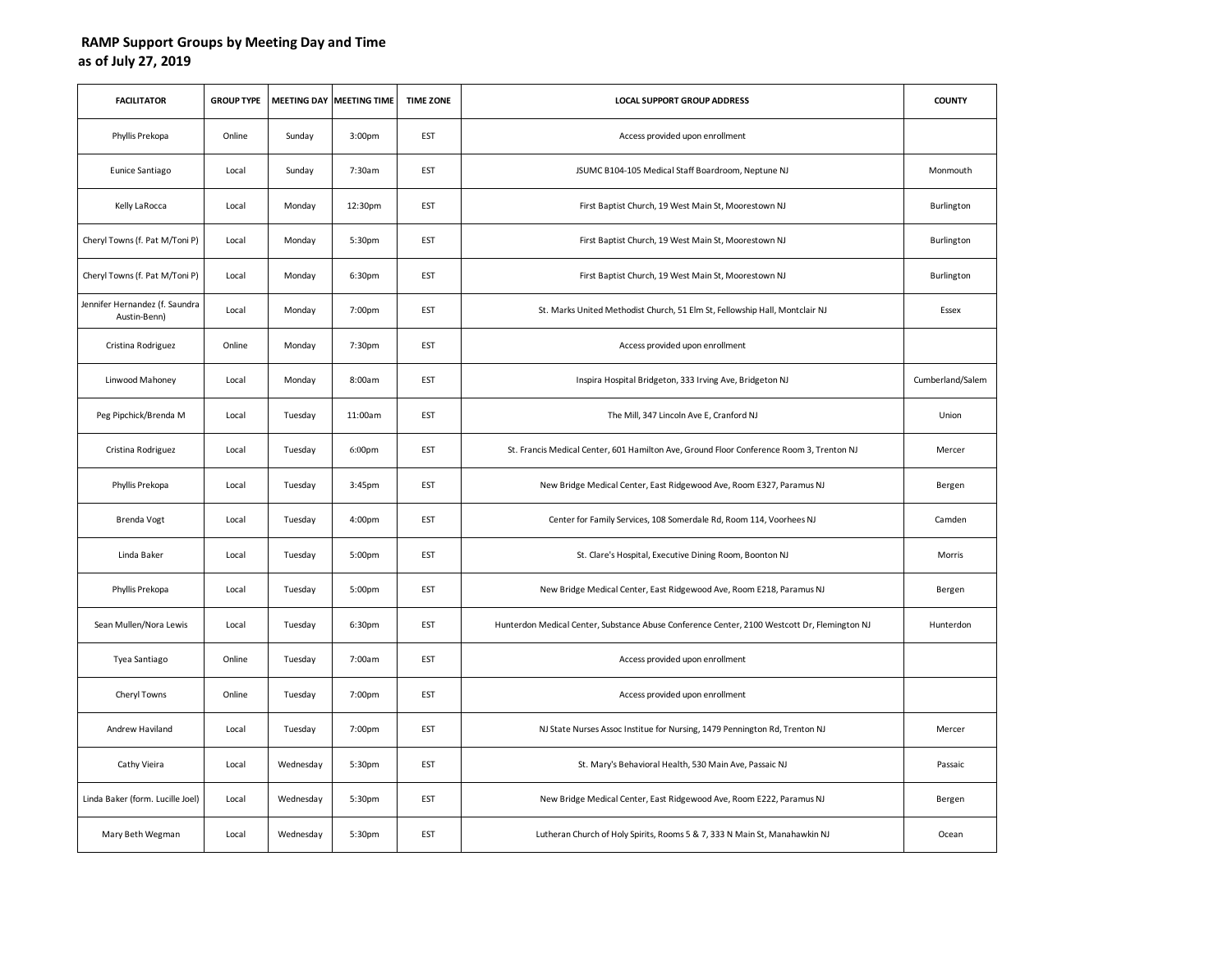# RAMP Support Groups by Meeting Day and Time
## as of July 27, 2019

| FACILITATOR | GROUP TYPE | MEETING DAY | MEETING TIME | TIME ZONE | LOCAL SUPPORT GROUP ADDRESS | COUNTY |
|---|---|---|---|---|---|---|
| Phyllis Prekopa | Online | Sunday | 3:00pm | EST | Access provided upon enrollment | |
| Eunice Santiago | Local | Sunday | 7:30am | EST | JSUMC B104-105 Medical Staff Boardroom, Neptune NJ | Monmouth |
| Kelly LaRocca | Local | Monday | 12:30pm | EST | First Baptist Church, 19 West Main St, Moorestown NJ | Burlington |
| Cheryl Towns (f. Pat M/Toni P) | Local | Monday | 5:30pm | EST | First Baptist Church, 19 West Main St, Moorestown NJ | Burlington |
| Cheryl Towns (f. Pat M/Toni P) | Local | Monday | 6:30pm | EST | First Baptist Church, 19 West Main St, Moorestown NJ | Burlington |
| Jennifer Hernandez (f. Saundra Austin-Benn) | Local | Monday | 7:00pm | EST | St. Marks United Methodist Church, 51 Elm St, Fellowship Hall, Montclair NJ | Essex |
| Cristina Rodriguez | Online | Monday | 7:30pm | EST | Access provided upon enrollment | |
| Linwood Mahoney | Local | Monday | 8:00am | EST | Inspira Hospital Bridgeton, 333 Irving Ave, Bridgeton NJ | Cumberland/Salem |
| Peg Pipchick/Brenda M | Local | Tuesday | 11:00am | EST | The Mill, 347 Lincoln Ave E, Cranford NJ | Union |
| Cristina Rodriguez | Local | Tuesday | 6:00pm | EST | St. Francis Medical Center, 601 Hamilton Ave, Ground Floor Conference Room 3, Trenton NJ | Mercer |
| Phyllis Prekopa | Local | Tuesday | 3:45pm | EST | New Bridge Medical Center, East Ridgewood Ave, Room E327, Paramus NJ | Bergen |
| Brenda Vogt | Local | Tuesday | 4:00pm | EST | Center for Family Services, 108 Somerdale Rd, Room 114, Voorhees NJ | Camden |
| Linda Baker | Local | Tuesday | 5:00pm | EST | St. Clare's Hospital, Executive Dining Room, Boonton NJ | Morris |
| Phyllis Prekopa | Local | Tuesday | 5:00pm | EST | New Bridge Medical Center, East Ridgewood Ave, Room E218, Paramus NJ | Bergen |
| Sean Mullen/Nora Lewis | Local | Tuesday | 6:30pm | EST | Hunterdon Medical Center, Substance Abuse Conference Center, 2100 Westcott Dr, Flemington NJ | Hunterdon |
| Tyea Santiago | Online | Tuesday | 7:00am | EST | Access provided upon enrollment | |
| Cheryl Towns | Online | Tuesday | 7:00pm | EST | Access provided upon enrollment | |
| Andrew Haviland | Local | Tuesday | 7:00pm | EST | NJ State Nurses Assoc Institue for Nursing, 1479 Pennington Rd, Trenton NJ | Mercer |
| Cathy Vieira | Local | Wednesday | 5:30pm | EST | St. Mary's Behavioral Health, 530 Main Ave, Passaic NJ | Passaic |
| Linda Baker (form. Lucille Joel) | Local | Wednesday | 5:30pm | EST | New Bridge Medical Center, East Ridgewood Ave, Room E222, Paramus NJ | Bergen |
| Mary Beth Wegman | Local | Wednesday | 5:30pm | EST | Lutheran Church of Holy Spirits, Rooms 5 & 7, 333 N Main St, Manahawkin NJ | Ocean |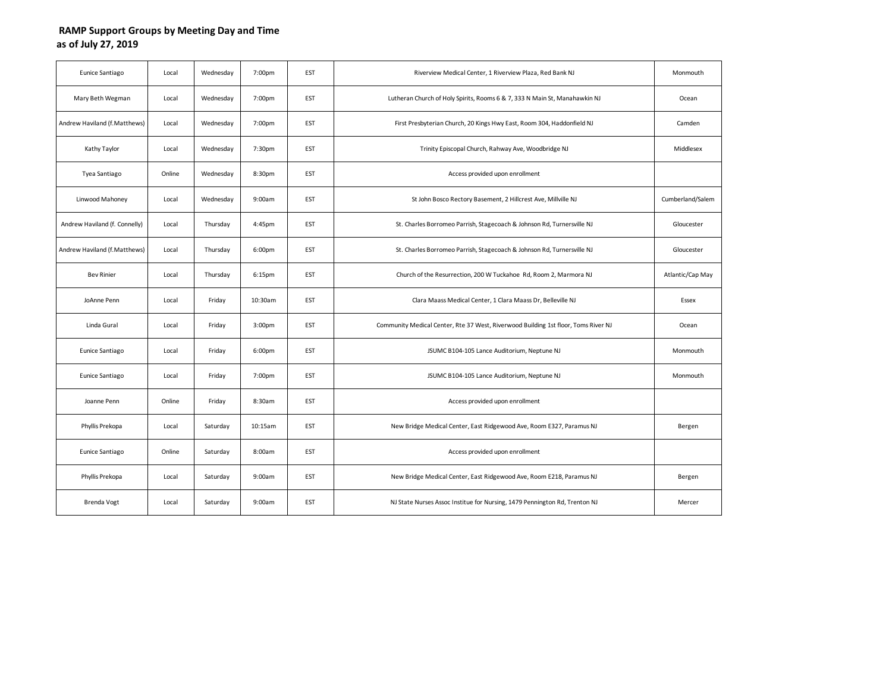**RAMP Support Groups by Meeting Day and Time**
**as of July 27, 2019**

| | | | | | | |
|---|---|---|---|---|---|---|
| Eunice Santiago | Local | Wednesday | 7:00pm | EST | Riverview Medical Center, 1 Riverview Plaza, Red Bank NJ | Monmouth |
| Mary Beth Wegman | Local | Wednesday | 7:00pm | EST | Lutheran Church of Holy Spirits, Rooms 6 & 7, 333 N Main St, Manahawkin NJ | Ocean |
| Andrew Haviland (f.Matthews) | Local | Wednesday | 7:00pm | EST | First Presbyterian Church, 20 Kings Hwy East, Room 304, Haddonfield NJ | Camden |
| Kathy Taylor | Local | Wednesday | 7:30pm | EST | Trinity Episcopal Church, Rahway Ave, Woodbridge NJ | Middlesex |
| Tyea Santiago | Online | Wednesday | 8:30pm | EST | Access provided upon enrollment | |
| Linwood Mahoney | Local | Wednesday | 9:00am | EST | St John Bosco Rectory Basement, 2 Hillcrest Ave, Millville NJ | Cumberland/Salem |
| Andrew Haviland (f. Connelly) | Local | Thursday | 4:45pm | EST | St. Charles Borromeo Parrish, Stagecoach & Johnson Rd, Turnersville NJ | Gloucester |
| Andrew Haviland (f.Matthews) | Local | Thursday | 6:00pm | EST | St. Charles Borromeo Parrish, Stagecoach & Johnson Rd, Turnersville NJ | Gloucester |
| Bev Rinier | Local | Thursday | 6:15pm | EST | Church of the Resurrection, 200 W Tuckahoe Rd, Room 2, Marmora NJ | Atlantic/Cap May |
| JoAnne Penn | Local | Friday | 10:30am | EST | Clara Maass Medical Center, 1 Clara Maass Dr, Belleville NJ | Essex |
| Linda Gural | Local | Friday | 3:00pm | EST | Community Medical Center, Rte 37 West, Riverwood Building 1st floor, Toms River NJ | Ocean |
| Eunice Santiago | Local | Friday | 6:00pm | EST | JSUMC B104-105 Lance Auditorium, Neptune NJ | Monmouth |
| Eunice Santiago | Local | Friday | 7:00pm | EST | JSUMC B104-105 Lance Auditorium, Neptune NJ | Monmouth |
| Joanne Penn | Online | Friday | 8:30am | EST | Access provided upon enrollment | |
| Phyllis Prekopa | Local | Saturday | 10:15am | EST | New Bridge Medical Center, East Ridgewood Ave, Room E327, Paramus NJ | Bergen |
| Eunice Santiago | Online | Saturday | 8:00am | EST | Access provided upon enrollment | |
| Phyllis Prekopa | Local | Saturday | 9:00am | EST | New Bridge Medical Center, East Ridgewood Ave, Room E218, Paramus NJ | Bergen |
| Brenda Vogt | Local | Saturday | 9:00am | EST | NJ State Nurses Assoc Institue for Nursing, 1479 Pennington Rd, Trenton NJ | Mercer |